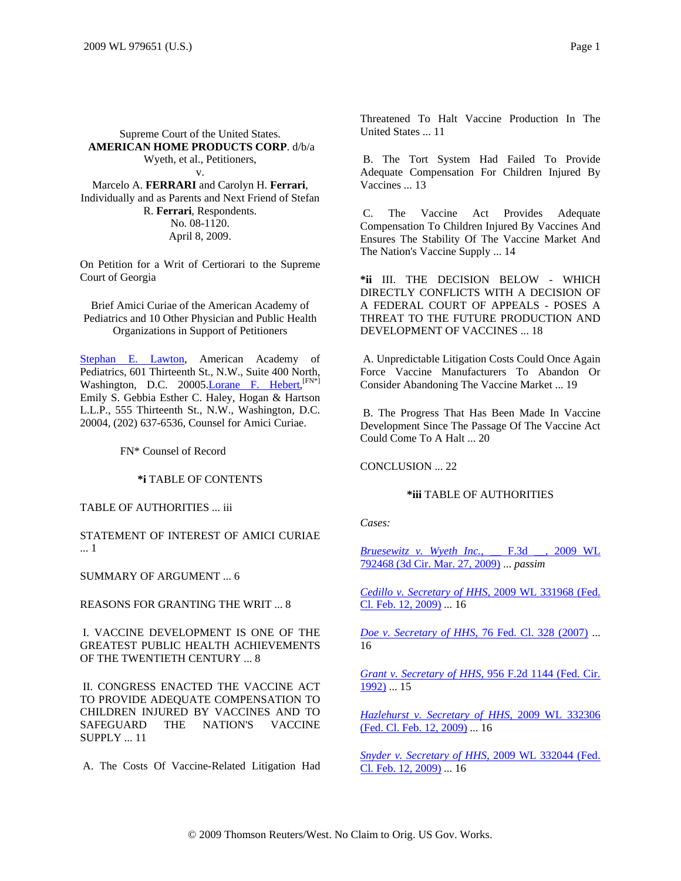Supreme Court of the United States.
**AMERICAN HOME PRODUCTS CORP**. d/b/a Wyeth, et al., Petitioners,
v.
Marcelo A. **FERRARI** and Carolyn H. **Ferrari**, Individually and as Parents and Next Friend of Stefan R. **Ferrari**, Respondents.
No. 08-1120.
April 8, 2009.

On Petition for a Writ of Certiorari to the Supreme Court of Georgia

Brief Amici Curiae of the American Academy of Pediatrics and 10 Other Physician and Public Health Organizations in Support of Petitioners

Stephan E. Lawton, American Academy of Pediatrics, 601 Thirteenth St., N.W., Suite 400 North, Washington, D.C. 20005.Lorane F. Hebert,[FN*] Emily S. Gebbia Esther C. Haley, Hogan & Hartson L.L.P., 555 Thirteenth St., N.W., Washington, D.C. 20004, (202) 637-6536, Counsel for Amici Curiae.

FN* Counsel of Record

**\*i** TABLE OF CONTENTS

TABLE OF AUTHORITIES ... iii

STATEMENT OF INTEREST OF AMICI CURIAE ... 1

SUMMARY OF ARGUMENT ... 6

REASONS FOR GRANTING THE WRIT ... 8

I. VACCINE DEVELOPMENT IS ONE OF THE GREATEST PUBLIC HEALTH ACHIEVEMENTS OF THE TWENTIETH CENTURY ... 8

II. CONGRESS ENACTED THE VACCINE ACT TO PROVIDE ADEQUATE COMPENSATION TO CHILDREN INJURED BY VACCINES AND TO SAFEGUARD THE NATION'S VACCINE SUPPLY ... 11

A. The Costs Of Vaccine-Related Litigation Had Threatened To Halt Vaccine Production In The United States ... 11

B. The Tort System Had Failed To Provide Adequate Compensation For Children Injured By Vaccines ... 13

C. The Vaccine Act Provides Adequate Compensation To Children Injured By Vaccines And Ensures The Stability Of The Vaccine Market And The Nation's Vaccine Supply ... 14

**\*ii** III. THE DECISION BELOW - WHICH DIRECTLY CONFLICTS WITH A DECISION OF A FEDERAL COURT OF APPEALS - POSES A THREAT TO THE FUTURE PRODUCTION AND DEVELOPMENT OF VACCINES ... 18

A. Unpredictable Litigation Costs Could Once Again Force Vaccine Manufacturers To Abandon Or Consider Abandoning The Vaccine Market ... 19

B. The Progress That Has Been Made In Vaccine Development Since The Passage Of The Vaccine Act Could Come To A Halt ... 20

CONCLUSION ... 22

**\*iii** TABLE OF AUTHORITIES

*Cases:*

*Bruesewitz v. Wyeth Inc.*, ___ F.3d ___, 2009 WL 792468 (3d Cir. Mar. 27, 2009) ... *passim*

*Cedillo v. Secretary of HHS*, 2009 WL 331968 (Fed. Cl. Feb. 12, 2009) ... 16

*Doe v. Secretary of HHS*, 76 Fed. Cl. 328 (2007) ... 16

*Grant v. Secretary of HHS*, 956 F.2d 1144 (Fed. Cir. 1992) ... 15

*Hazlehurst v. Secretary of HHS*, 2009 WL 332306 (Fed. Cl. Feb. 12, 2009) ... 16

*Snyder v. Secretary of HHS*, 2009 WL 332044 (Fed. Cl. Feb. 12, 2009) ... 16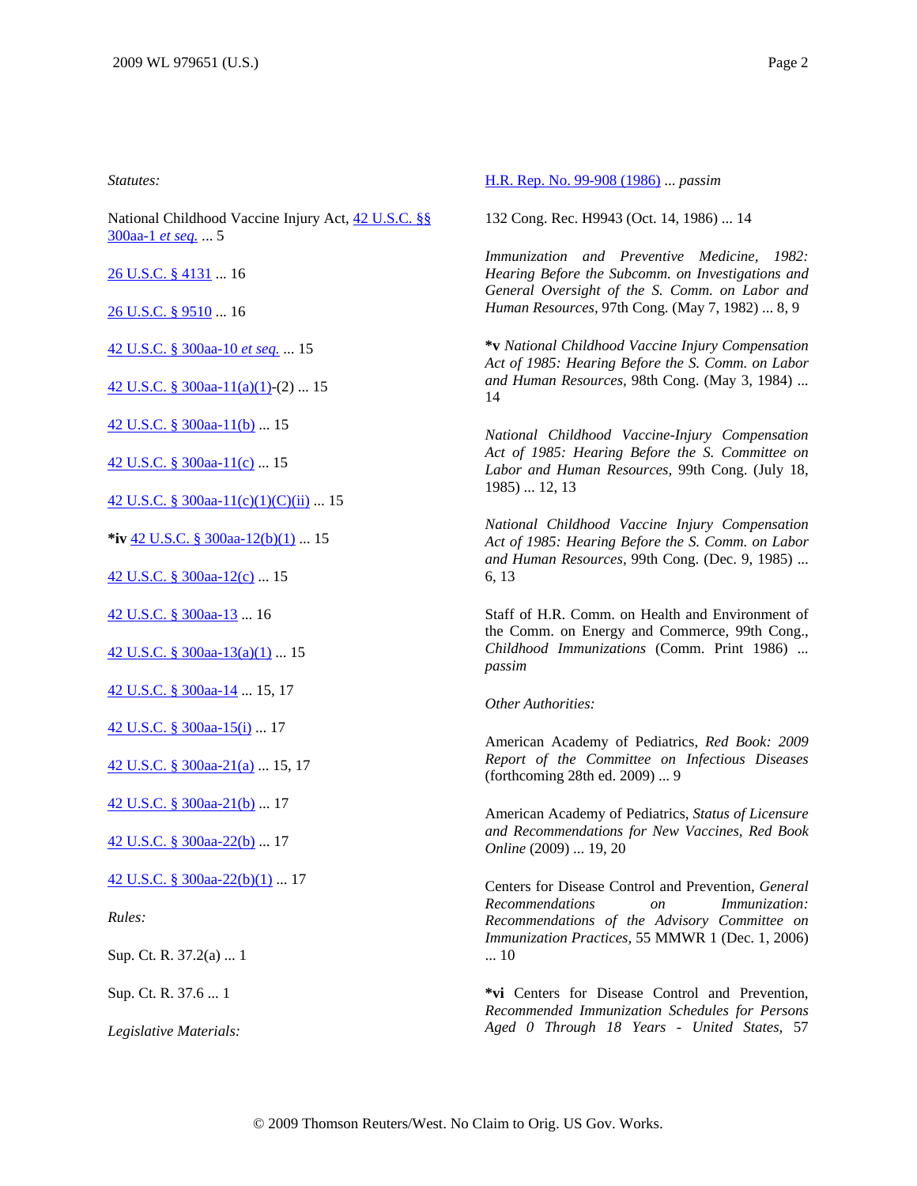*Statutes:*

National Childhood Vaccine Injury Act, 42 U.S.C. §§ 300aa-1 *et seq.* ... 5

26 U.S.C. § 4131 ... 16

26 U.S.C. § 9510 ... 16

42 U.S.C. § 300aa-10 *et seq.* ... 15

42 U.S.C. § 300aa-11(a)(1)-(2) ... 15

42 U.S.C. § 300aa-11(b) ... 15

42 U.S.C. § 300aa-11(c) ... 15

42 U.S.C. § 300aa-11(c)(1)(C)(ii) ... 15

**\*iv** 42 U.S.C. § 300aa-12(b)(1) ... 15

42 U.S.C. § 300aa-12(c) ... 15

42 U.S.C. § 300aa-13 ... 16

42 U.S.C. § 300aa-13(a)(1) ... 15

42 U.S.C. § 300aa-14 ... 15, 17

42 U.S.C. § 300aa-15(i) ... 17

42 U.S.C. § 300aa-21(a) ... 15, 17

42 U.S.C. § 300aa-21(b) ... 17

42 U.S.C. § 300aa-22(b) ... 17

42 U.S.C. § 300aa-22(b)(1) ... 17

*Rules:*

Sup. Ct. R. 37.2(a) ... 1

Sup. Ct. R. 37.6 ... 1

*Legislative Materials:*

H.R. Rep. No. 99-908 (1986) ... *passim*

132 Cong. Rec. H9943 (Oct. 14, 1986) ... 14

*Immunization and Preventive Medicine, 1982: Hearing Before the Subcomm. on Investigations and General Oversight of the S. Comm. on Labor and Human Resources*, 97th Cong. (May 7, 1982) ... 8, 9

**\*v** *National Childhood Vaccine Injury Compensation Act of 1985: Hearing Before the S. Comm. on Labor and Human Resources*, 98th Cong. (May 3, 1984) ... 14

*National Childhood Vaccine-Injury Compensation Act of 1985: Hearing Before the S. Committee on Labor and Human Resources*, 99th Cong. (July 18, 1985) ... 12, 13

*National Childhood Vaccine Injury Compensation Act of 1985: Hearing Before the S. Comm. on Labor and Human Resources*, 99th Cong. (Dec. 9, 1985) ... 6, 13

Staff of H.R. Comm. on Health and Environment of the Comm. on Energy and Commerce, 99th Cong., *Childhood Immunizations* (Comm. Print 1986) ... *passim*

*Other Authorities:*

American Academy of Pediatrics, *Red Book: 2009 Report of the Committee on Infectious Diseases* (forthcoming 28th ed. 2009) ... 9

American Academy of Pediatrics, *Status of Licensure and Recommendations for New Vaccines, Red Book Online* (2009) ... 19, 20

Centers for Disease Control and Prevention, *General Recommendations on Immunization: Recommendations of the Advisory Committee on Immunization Practices*, 55 MMWR 1 (Dec. 1, 2006) ... 10

**\*vi** Centers for Disease Control and Prevention, *Recommended Immunization Schedules for Persons Aged 0 Through 18 Years - United States*, 57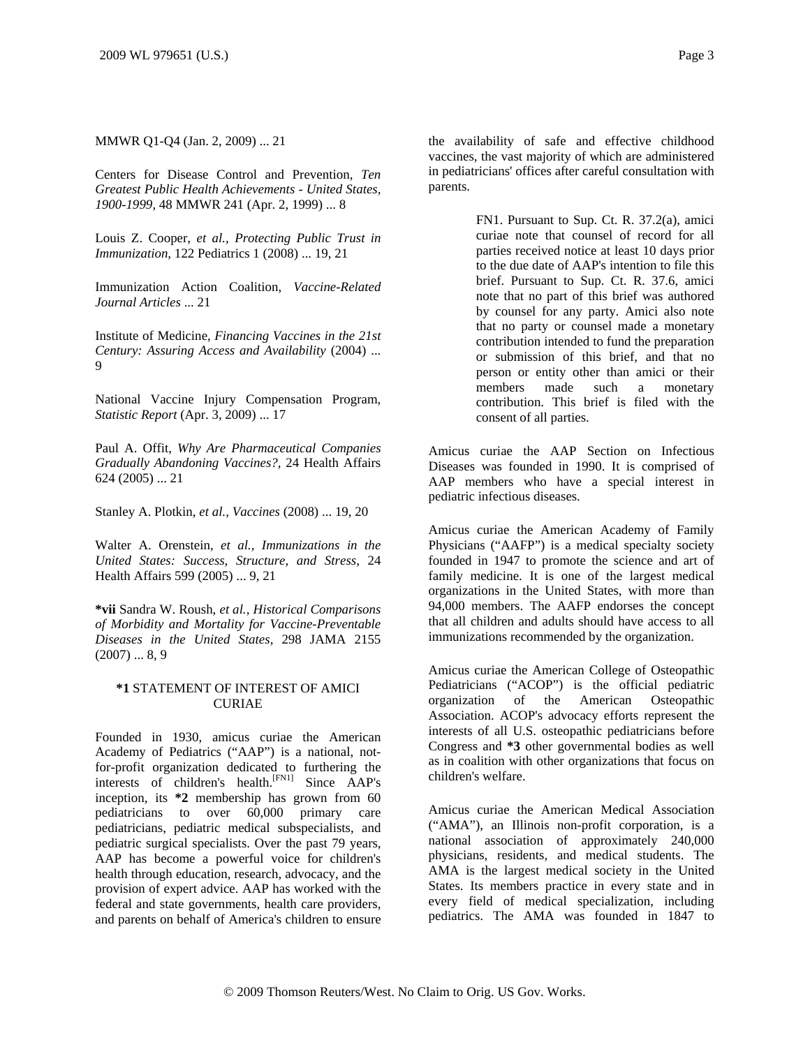MMWR Q1-Q4 (Jan. 2, 2009) ... 21

Centers for Disease Control and Prevention, *Ten Greatest Public Health Achievements - United States, 1900-1999,* 48 MMWR 241 (Apr. 2, 1999) ... 8

Louis Z. Cooper, *et al., Protecting Public Trust in Immunization,* 122 Pediatrics 1 (2008) ... 19, 21

Immunization Action Coalition, *Vaccine-Related Journal Articles* ... 21

Institute of Medicine, *Financing Vaccines in the 21st Century: Assuring Access and Availability* (2004) ... 9

National Vaccine Injury Compensation Program, *Statistic Report* (Apr. 3, 2009) ... 17

Paul A. Offit, *Why Are Pharmaceutical Companies Gradually Abandoning Vaccines?,* 24 Health Affairs 624 (2005) ... 21

Stanley A. Plotkin, *et al., Vaccines* (2008) ... 19, 20

Walter A. Orenstein, *et al., Immunizations in the United States: Success, Structure, and Stress,* 24 Health Affairs 599 (2005) ... 9, 21

**\*vii** Sandra W. Roush, *et al., Historical Comparisons of Morbidity and Mortality for Vaccine-Preventable Diseases in the United States,* 298 JAMA 2155 (2007) ... 8, 9

## **\*1** STATEMENT OF INTEREST OF AMICI CURIAE

Founded in 1930, amicus curiae the American Academy of Pediatrics ("AAP") is a national, not-for-profit organization dedicated to furthering the interests of children's health.[FN1] Since AAP's inception, its **\*2** membership has grown from 60 pediatricians to over 60,000 primary care pediatricians, pediatric medical subspecialists, and pediatric surgical specialists. Over the past 79 years, AAP has become a powerful voice for children's health through education, research, advocacy, and the provision of expert advice. AAP has worked with the federal and state governments, health care providers, and parents on behalf of America's children to ensure the availability of safe and effective childhood vaccines, the vast majority of which are administered in pediatricians' offices after careful consultation with parents.

> FN1. Pursuant to Sup. Ct. R. 37.2(a), amici curiae note that counsel of record for all parties received notice at least 10 days prior to the due date of AAP's intention to file this brief. Pursuant to Sup. Ct. R. 37.6, amici note that no part of this brief was authored by counsel for any party. Amici also note that no party or counsel made a monetary contribution intended to fund the preparation or submission of this brief, and that no person or entity other than amici or their members made such a monetary contribution. This brief is filed with the consent of all parties.

Amicus curiae the AAP Section on Infectious Diseases was founded in 1990. It is comprised of AAP members who have a special interest in pediatric infectious diseases.

Amicus curiae the American Academy of Family Physicians ("AAFP") is a medical specialty society founded in 1947 to promote the science and art of family medicine. It is one of the largest medical organizations in the United States, with more than 94,000 members. The AAFP endorses the concept that all children and adults should have access to all immunizations recommended by the organization.

Amicus curiae the American College of Osteopathic Pediatricians ("ACOP") is the official pediatric organization of the American Osteopathic Association. ACOP's advocacy efforts represent the interests of all U.S. osteopathic pediatricians before Congress and **\*3** other governmental bodies as well as in coalition with other organizations that focus on children's welfare.

Amicus curiae the American Medical Association ("AMA"), an Illinois non-profit corporation, is a national association of approximately 240,000 physicians, residents, and medical students. The AMA is the largest medical society in the United States. Its members practice in every state and in every field of medical specialization, including pediatrics. The AMA was founded in 1847 to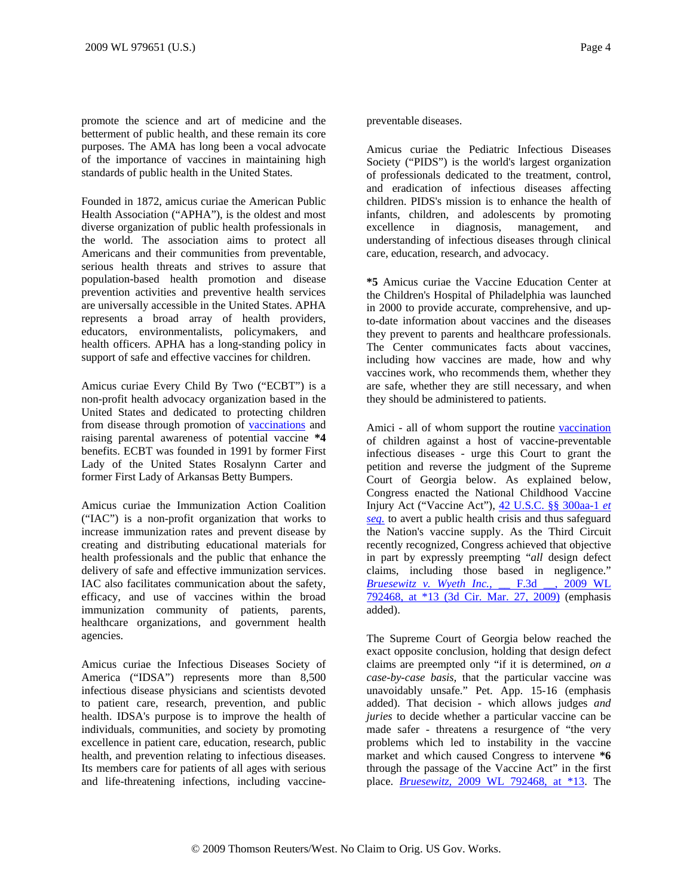promote the science and art of medicine and the betterment of public health, and these remain its core purposes. The AMA has long been a vocal advocate of the importance of vaccines in maintaining high standards of public health in the United States.

Founded in 1872, amicus curiae the American Public Health Association ("APHA"), is the oldest and most diverse organization of public health professionals in the world. The association aims to protect all Americans and their communities from preventable, serious health threats and strives to assure that population-based health promotion and disease prevention activities and preventive health services are universally accessible in the United States. APHA represents a broad array of health providers, educators, environmentalists, policymakers, and health officers. APHA has a long-standing policy in support of safe and effective vaccines for children.

Amicus curiae Every Child By Two ("ECBT") is a non-profit health advocacy organization based in the United States and dedicated to protecting children from disease through promotion of vaccinations and raising parental awareness of potential vaccine **\*4** benefits. ECBT was founded in 1991 by former First Lady of the United States Rosalynn Carter and former First Lady of Arkansas Betty Bumpers.

Amicus curiae the Immunization Action Coalition ("IAC") is a non-profit organization that works to increase immunization rates and prevent disease by creating and distributing educational materials for health professionals and the public that enhance the delivery of safe and effective immunization services. IAC also facilitates communication about the safety, efficacy, and use of vaccines within the broad immunization community of patients, parents, healthcare organizations, and government health agencies.

Amicus curiae the Infectious Diseases Society of America ("IDSA") represents more than 8,500 infectious disease physicians and scientists devoted to patient care, research, prevention, and public health. IDSA's purpose is to improve the health of individuals, communities, and society by promoting excellence in patient care, education, research, public health, and prevention relating to infectious diseases. Its members care for patients of all ages with serious and life-threatening infections, including vaccine-preventable diseases.

Amicus curiae the Pediatric Infectious Diseases Society ("PIDS") is the world's largest organization of professionals dedicated to the treatment, control, and eradication of infectious diseases affecting children. PIDS's mission is to enhance the health of infants, children, and adolescents by promoting excellence in diagnosis, management, and understanding of infectious diseases through clinical care, education, research, and advocacy.

**\*5** Amicus curiae the Vaccine Education Center at the Children's Hospital of Philadelphia was launched in 2000 to provide accurate, comprehensive, and up-to-date information about vaccines and the diseases they prevent to parents and healthcare professionals. The Center communicates facts about vaccines, including how vaccines are made, how and why vaccines work, who recommends them, whether they are safe, whether they are still necessary, and when they should be administered to patients.

Amici - all of whom support the routine vaccination of children against a host of vaccine-preventable infectious diseases - urge this Court to grant the petition and reverse the judgment of the Supreme Court of Georgia below. As explained below, Congress enacted the National Childhood Vaccine Injury Act ("Vaccine Act"), 42 U.S.C. §§ 300aa-1 *et seq.* to avert a public health crisis and thus safeguard the Nation's vaccine supply. As the Third Circuit recently recognized, Congress achieved that objective in part by expressly preempting "*all* design defect claims, including those based in negligence." *Bruesewitz v. Wyeth Inc.*, __ F.3d __, 2009 WL 792468, at \*13 (3d Cir. Mar. 27, 2009) (emphasis added).

The Supreme Court of Georgia below reached the exact opposite conclusion, holding that design defect claims are preempted only "if it is determined, *on a case-by-case basis,* that the particular vaccine was unavoidably unsafe." Pet. App. 15-16 (emphasis added). That decision - which allows judges *and juries* to decide whether a particular vaccine can be made safer - threatens a resurgence of "the very problems which led to instability in the vaccine market and which caused Congress to intervene **\*6** through the passage of the Vaccine Act" in the first place. *Bruesewitz,* 2009 WL 792468, at \*13. The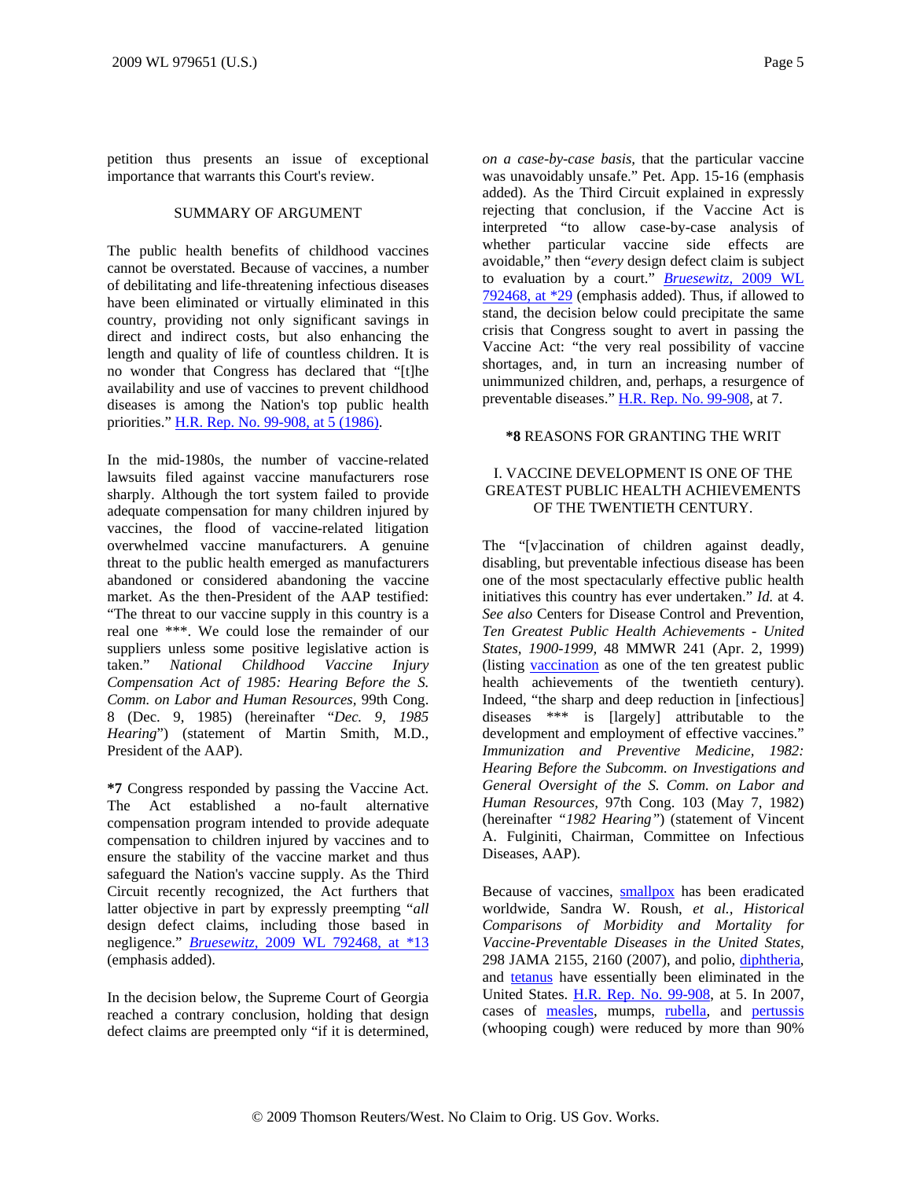petition thus presents an issue of exceptional importance that warrants this Court's review.

## SUMMARY OF ARGUMENT

The public health benefits of childhood vaccines cannot be overstated. Because of vaccines, a number of debilitating and life-threatening infectious diseases have been eliminated or virtually eliminated in this country, providing not only significant savings in direct and indirect costs, but also enhancing the length and quality of life of countless children. It is no wonder that Congress has declared that "[t]he availability and use of vaccines to prevent childhood diseases is among the Nation's top public health priorities." H.R. Rep. No. 99-908, at 5 (1986).

In the mid-1980s, the number of vaccine-related lawsuits filed against vaccine manufacturers rose sharply. Although the tort system failed to provide adequate compensation for many children injured by vaccines, the flood of vaccine-related litigation overwhelmed vaccine manufacturers. A genuine threat to the public health emerged as manufacturers abandoned or considered abandoning the vaccine market. As the then-President of the AAP testified: "The threat to our vaccine supply in this country is a real one ***. We could lose the remainder of our suppliers unless some positive legislative action is taken." *National Childhood Vaccine Injury Compensation Act of 1985: Hearing Before the S. Comm. on Labor and Human Resources*, 99th Cong. 8 (Dec. 9, 1985) (hereinafter "*Dec. 9, 1985 Hearing*") (statement of Martin Smith, M.D., President of the AAP).

**\*7** Congress responded by passing the Vaccine Act. The Act established a no-fault alternative compensation program intended to provide adequate compensation to children injured by vaccines and to ensure the stability of the vaccine market and thus safeguard the Nation's vaccine supply. As the Third Circuit recently recognized, the Act furthers that latter objective in part by expressly preempting "*all* design defect claims, including those based in negligence." *Bruesewitz,* 2009 WL 792468, at *13 (emphasis added).

In the decision below, the Supreme Court of Georgia reached a contrary conclusion, holding that design defect claims are preempted only "if it is determined, *on a case-by-case basis,* that the particular vaccine was unavoidably unsafe." Pet. App. 15-16 (emphasis added). As the Third Circuit explained in expressly rejecting that conclusion, if the Vaccine Act is interpreted "to allow case-by-case analysis of whether particular vaccine side effects are avoidable," then "*every* design defect claim is subject to evaluation by a court." *Bruesewitz,* 2009 WL 792468, at *29 (emphasis added). Thus, if allowed to stand, the decision below could precipitate the same crisis that Congress sought to avert in passing the Vaccine Act: "the very real possibility of vaccine shortages, and, in turn an increasing number of unimmunized children, and, perhaps, a resurgence of preventable diseases." H.R. Rep. No. 99-908, at 7.

## **\*8** REASONS FOR GRANTING THE WRIT

### I. VACCINE DEVELOPMENT IS ONE OF THE GREATEST PUBLIC HEALTH ACHIEVEMENTS OF THE TWENTIETH CENTURY.

The "[v]accination of children against deadly, disabling, but preventable infectious disease has been one of the most spectacularly effective public health initiatives this country has ever undertaken." *Id.* at 4. *See also* Centers for Disease Control and Prevention, *Ten Greatest Public Health Achievements - United States, 1900-1999,* 48 MMWR 241 (Apr. 2, 1999) (listing vaccination as one of the ten greatest public health achievements of the twentieth century). Indeed, "the sharp and deep reduction in [infectious] diseases *** is [largely] attributable to the development and employment of effective vaccines." *Immunization and Preventive Medicine, 1982: Hearing Before the Subcomm. on Investigations and General Oversight of the S. Comm. on Labor and Human Resources*, 97th Cong. 103 (May 7, 1982) (hereinafter *"1982 Hearing"*) (statement of Vincent A. Fulginiti, Chairman, Committee on Infectious Diseases, AAP).

Because of vaccines, smallpox has been eradicated worldwide, Sandra W. Roush, *et al., Historical Comparisons of Morbidity and Mortality for Vaccine-Preventable Diseases in the United States,* 298 JAMA 2155, 2160 (2007), and polio, diphtheria, and tetanus have essentially been eliminated in the United States. H.R. Rep. No. 99-908, at 5. In 2007, cases of measles, mumps, rubella, and pertussis (whooping cough) were reduced by more than 90%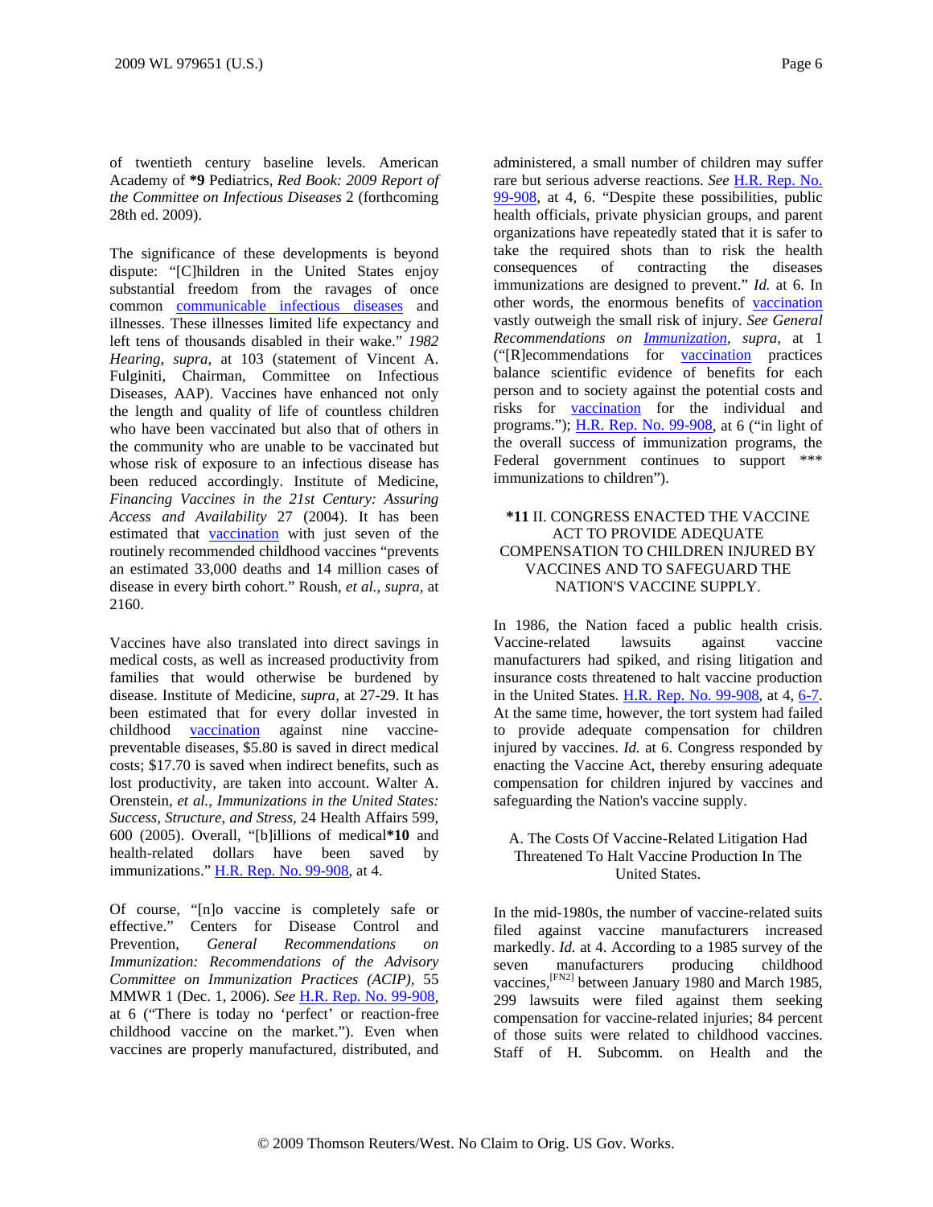of twentieth century baseline levels. American Academy of **\*9** Pediatrics, *Red Book: 2009 Report of the Committee on Infectious Diseases* 2 (forthcoming 28th ed. 2009).

The significance of these developments is beyond dispute: "[C]hildren in the United States enjoy substantial freedom from the ravages of once common communicable infectious diseases and illnesses. These illnesses limited life expectancy and left tens of thousands disabled in their wake." *1982 Hearing, supra,* at 103 (statement of Vincent A. Fulginiti, Chairman, Committee on Infectious Diseases, AAP). Vaccines have enhanced not only the length and quality of life of countless children who have been vaccinated but also that of others in the community who are unable to be vaccinated but whose risk of exposure to an infectious disease has been reduced accordingly. Institute of Medicine, *Financing Vaccines in the 21st Century: Assuring Access and Availability* 27 (2004). It has been estimated that vaccination with just seven of the routinely recommended childhood vaccines "prevents an estimated 33,000 deaths and 14 million cases of disease in every birth cohort." Roush, *et al., supra,* at 2160.

Vaccines have also translated into direct savings in medical costs, as well as increased productivity from families that would otherwise be burdened by disease. Institute of Medicine, *supra,* at 27-29. It has been estimated that for every dollar invested in childhood vaccination against nine vaccine-preventable diseases, $5.80 is saved in direct medical costs; $17.70 is saved when indirect benefits, such as lost productivity, are taken into account. Walter A. Orenstein, *et al., Immunizations in the United States: Success, Structure, and Stress,* 24 Health Affairs 599, 600 (2005). Overall, "[b]illions of medical**\*10** and health-related dollars have been saved by immunizations." H.R. Rep. No. 99-908, at 4.

Of course, "[n]o vaccine is completely safe or effective." Centers for Disease Control and Prevention, *General Recommendations on Immunization: Recommendations of the Advisory Committee on Immunization Practices (ACIP),* 55 MMWR 1 (Dec. 1, 2006). *See* H.R. Rep. No. 99-908, at 6 ("There is today no 'perfect' or reaction-free childhood vaccine on the market."). Even when vaccines are properly manufactured, distributed, and administered, a small number of children may suffer rare but serious adverse reactions. *See* H.R. Rep. No. 99-908, at 4, 6. "Despite these possibilities, public health officials, private physician groups, and parent organizations have repeatedly stated that it is safer to take the required shots than to risk the health consequences of contracting the diseases immunizations are designed to prevent." *Id.* at 6. In other words, the enormous benefits of vaccination vastly outweigh the small risk of injury. *See General Recommendations on Immunization, supra,* at 1 ("[R]ecommendations for vaccination practices balance scientific evidence of benefits for each person and to society against the potential costs and risks for vaccination for the individual and programs."); H.R. Rep. No. 99-908, at 6 ("in light of the overall success of immunization programs, the Federal government continues to support \*\*\* immunizations to children").

## **\*11** II. CONGRESS ENACTED THE VACCINE ACT TO PROVIDE ADEQUATE COMPENSATION TO CHILDREN INJURED BY VACCINES AND TO SAFEGUARD THE NATION'S VACCINE SUPPLY.

In 1986, the Nation faced a public health crisis. Vaccine-related lawsuits against vaccine manufacturers had spiked, and rising litigation and insurance costs threatened to halt vaccine production in the United States. H.R. Rep. No. 99-908, at 4, 6-7. At the same time, however, the tort system had failed to provide adequate compensation for children injured by vaccines. *Id.* at 6. Congress responded by enacting the Vaccine Act, thereby ensuring adequate compensation for children injured by vaccines and safeguarding the Nation's vaccine supply.

### A. The Costs Of Vaccine-Related Litigation Had Threatened To Halt Vaccine Production In The United States.

In the mid-1980s, the number of vaccine-related suits filed against vaccine manufacturers increased markedly. *Id.* at 4. According to a 1985 survey of the seven manufacturers producing childhood vaccines,[FN2] between January 1980 and March 1985, 299 lawsuits were filed against them seeking compensation for vaccine-related injuries; 84 percent of those suits were related to childhood vaccines. Staff of H. Subcomm. on Health and the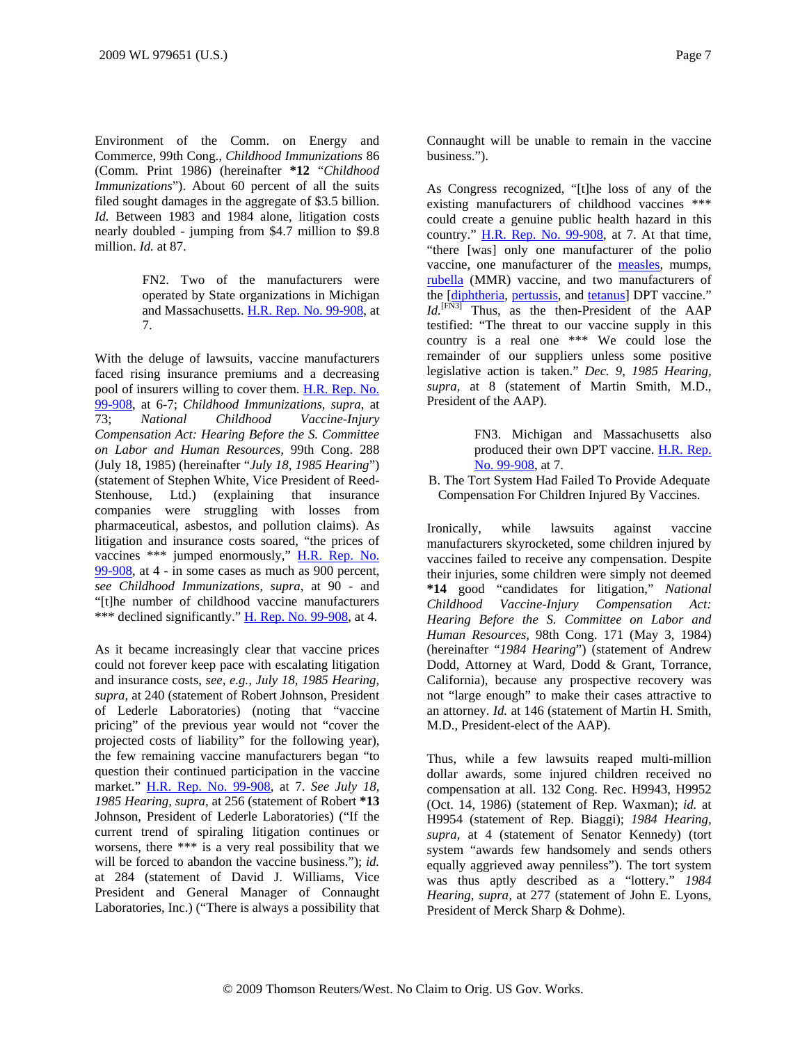Environment of the Comm. on Energy and Commerce, 99th Cong., *Childhood Immunizations* 86 (Comm. Print 1986) (hereinafter **\*12** "*Childhood Immunizations*"). About 60 percent of all the suits filed sought damages in the aggregate of $3.5 billion. *Id.* Between 1983 and 1984 alone, litigation costs nearly doubled - jumping from $4.7 million to $9.8 million. *Id.* at 87.

> FN2. Two of the manufacturers were operated by State organizations in Michigan and Massachusetts. H.R. Rep. No. 99-908, at 7.

With the deluge of lawsuits, vaccine manufacturers faced rising insurance premiums and a decreasing pool of insurers willing to cover them. H.R. Rep. No. 99-908, at 6-7; *Childhood Immunizations*, *supra*, at 73; *National Childhood Vaccine-Injury Compensation Act: Hearing Before the S. Committee on Labor and Human Resources*, 99th Cong. 288 (July 18, 1985) (hereinafter "*July 18, 1985 Hearing*") (statement of Stephen White, Vice President of Reed-Stenhouse, Ltd.) (explaining that insurance companies were struggling with losses from pharmaceutical, asbestos, and pollution claims). As litigation and insurance costs soared, "the prices of vaccines *** jumped enormously," H.R. Rep. No. 99-908, at 4 - in some cases as much as 900 percent, *see Childhood Immunizations*, *supra*, at 90 - and "[t]he number of childhood vaccine manufacturers *** declined significantly." H. Rep. No. 99-908, at 4.

As it became increasingly clear that vaccine prices could not forever keep pace with escalating litigation and insurance costs, *see, e.g.*, *July 18, 1985 Hearing*, *supra*, at 240 (statement of Robert Johnson, President of Lederle Laboratories) (noting that "vaccine pricing" of the previous year would not "cover the projected costs of liability" for the following year), the few remaining vaccine manufacturers began "to question their continued participation in the vaccine market." H.R. Rep. No. 99-908, at 7. *See July 18, 1985 Hearing*, *supra*, at 256 (statement of Robert **\*13** Johnson, President of Lederle Laboratories) ("If the current trend of spiraling litigation continues or worsens, there *** is a very real possibility that we will be forced to abandon the vaccine business."); *id.* at 284 (statement of David J. Williams, Vice President and General Manager of Connaught Laboratories, Inc.) ("There is always a possibility that Connaught will be unable to remain in the vaccine business.").

As Congress recognized, "[t]he loss of any of the existing manufacturers of childhood vaccines *** could create a genuine public health hazard in this country." H.R. Rep. No. 99-908, at 7. At that time, "there [was] only one manufacturer of the polio vaccine, one manufacturer of the measles, mumps, rubella (MMR) vaccine, and two manufacturers of the [diphtheria, pertussis, and tetanus] DPT vaccine." *Id.*[FN3] Thus, as the then-President of the AAP testified: "The threat to our vaccine supply in this country is a real one *** We could lose the remainder of our suppliers unless some positive legislative action is taken." *Dec. 9, 1985 Hearing*, *supra*, at 8 (statement of Martin Smith, M.D., President of the AAP).

> FN3. Michigan and Massachusetts also produced their own DPT vaccine. H.R. Rep. No. 99-908, at 7.

## B. The Tort System Had Failed To Provide Adequate Compensation For Children Injured By Vaccines.

Ironically, while lawsuits against vaccine manufacturers skyrocketed, some children injured by vaccines failed to receive any compensation. Despite their injuries, some children were simply not deemed **\*14** good "candidates for litigation," *National Childhood Vaccine-Injury Compensation Act: Hearing Before the S. Committee on Labor and Human Resources*, 98th Cong. 171 (May 3, 1984) (hereinafter "*1984 Hearing*") (statement of Andrew Dodd, Attorney at Ward, Dodd & Grant, Torrance, California), because any prospective recovery was not "large enough" to make their cases attractive to an attorney. *Id.* at 146 (statement of Martin H. Smith, M.D., President-elect of the AAP).

Thus, while a few lawsuits reaped multi-million dollar awards, some injured children received no compensation at all. 132 Cong. Rec. H9943, H9952 (Oct. 14, 1986) (statement of Rep. Waxman); *id.* at H9954 (statement of Rep. Biaggi); *1984 Hearing*, *supra*, at 4 (statement of Senator Kennedy) (tort system "awards few handsomely and sends others equally aggrieved away penniless"). The tort system was thus aptly described as a "lottery." *1984 Hearing*, *supra*, at 277 (statement of John E. Lyons, President of Merck Sharp & Dohme).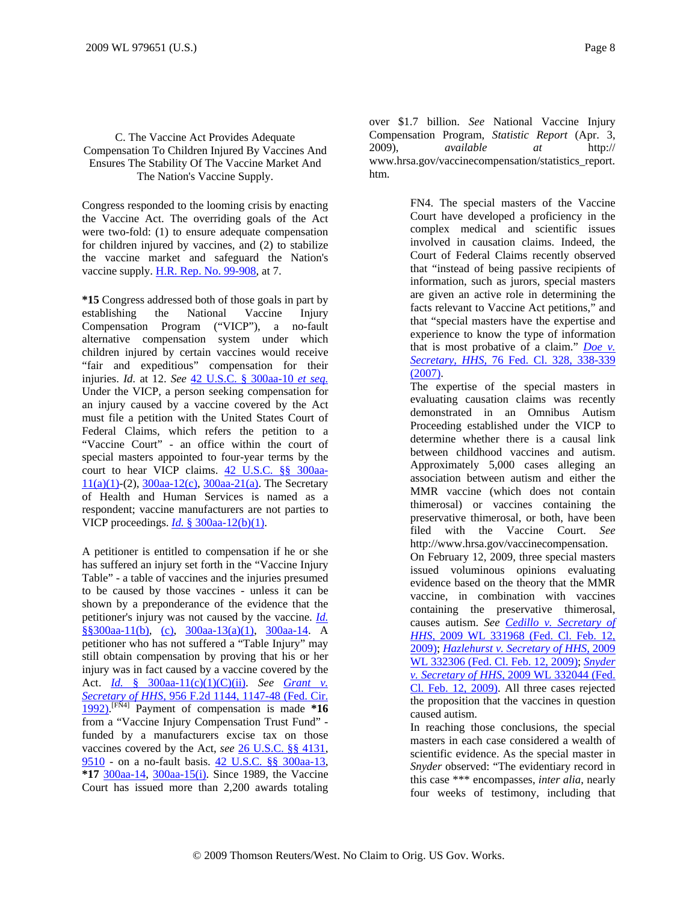### C. The Vaccine Act Provides Adequate Compensation To Children Injured By Vaccines And Ensures The Stability Of The Vaccine Market And The Nation's Vaccine Supply.

Congress responded to the looming crisis by enacting the Vaccine Act. The overriding goals of the Act were two-fold: (1) to ensure adequate compensation for children injured by vaccines, and (2) to stabilize the vaccine market and safeguard the Nation's vaccine supply. H.R. Rep. No. 99-908, at 7.

**\*15** Congress addressed both of those goals in part by establishing the National Vaccine Injury Compensation Program ("VICP"), a no-fault alternative compensation system under which children injured by certain vaccines would receive "fair and expeditious" compensation for their injuries. *Id.* at 12. *See* 42 U.S.C. § 300aa-10 *et seq.* Under the VICP, a person seeking compensation for an injury caused by a vaccine covered by the Act must file a petition with the United States Court of Federal Claims, which refers the petition to a "Vaccine Court" - an office within the court of special masters appointed to four-year terms by the court to hear VICP claims. 42 U.S.C. §§ 300aa-11(a)(1)-(2), 300aa-12(c), 300aa-21(a). The Secretary of Health and Human Services is named as a respondent; vaccine manufacturers are not parties to VICP proceedings. *Id.* § 300aa-12(b)(1).

A petitioner is entitled to compensation if he or she has suffered an injury set forth in the "Vaccine Injury Table" - a table of vaccines and the injuries presumed to be caused by those vaccines - unless it can be shown by a preponderance of the evidence that the petitioner's injury was not caused by the vaccine. *Id.* §§300aa-11(b), (c), 300aa-13(a)(1), 300aa-14. A petitioner who has not suffered a "Table Injury" may still obtain compensation by proving that his or her injury was in fact caused by a vaccine covered by the Act. *Id.* § 300aa-11(c)(1)(C)(ii). *See* *Grant v. Secretary of HHS*, 956 F.2d 1144, 1147-48 (Fed. Cir. 1992).[FN4] Payment of compensation is made **\*16** from a "Vaccine Injury Compensation Trust Fund" - funded by a manufacturers excise tax on those vaccines covered by the Act, *see* 26 U.S.C. §§ 4131, 9510 - on a no-fault basis. 42 U.S.C. §§ 300aa-13, **\*17** 300aa-14, 300aa-15(i). Since 1989, the Vaccine Court has issued more than 2,200 awards totaling over $1.7 billion. *See* National Vaccine Injury Compensation Program, *Statistic Report* (Apr. 3, 2009), *available at* http://www.hrsa.gov/vaccinecompensation/statistics_report.htm.

FN4. The special masters of the Vaccine Court have developed a proficiency in the complex medical and scientific issues involved in causation claims. Indeed, the Court of Federal Claims recently observed that "instead of being passive recipients of information, such as jurors, special masters are given an active role in determining the facts relevant to Vaccine Act petitions," and that "special masters have the expertise and experience to know the type of information that is most probative of a claim." *Doe v. Secretary, HHS*, 76 Fed. Cl. 328, 338-339 (2007).

The expertise of the special masters in evaluating causation claims was recently demonstrated in an Omnibus Autism Proceeding established under the VICP to determine whether there is a causal link between childhood vaccines and autism. Approximately 5,000 cases alleging an association between autism and either the MMR vaccine (which does not contain thimerosal) or vaccines containing the preservative thimerosal, or both, have been filed with the Vaccine Court. *See* http://www.hrsa.gov/vaccinecompensation.

On February 12, 2009, three special masters issued voluminous opinions evaluating evidence based on the theory that the MMR vaccine, in combination with vaccines containing the preservative thimerosal, causes autism. *See* *Cedillo v. Secretary of HHS*, 2009 WL 331968 (Fed. Cl. Feb. 12, 2009); *Hazlehurst v. Secretary of HHS*, 2009 WL 332306 (Fed. Cl. Feb. 12, 2009); *Snyder v. Secretary of HHS*, 2009 WL 332044 (Fed. Cl. Feb. 12, 2009). All three cases rejected the proposition that the vaccines in question caused autism.

In reaching those conclusions, the special masters in each case considered a wealth of scientific evidence. As the special master in *Snyder* observed: "The evidentiary record in this case \*\*\* encompasses, *inter alia*, nearly four weeks of testimony, including that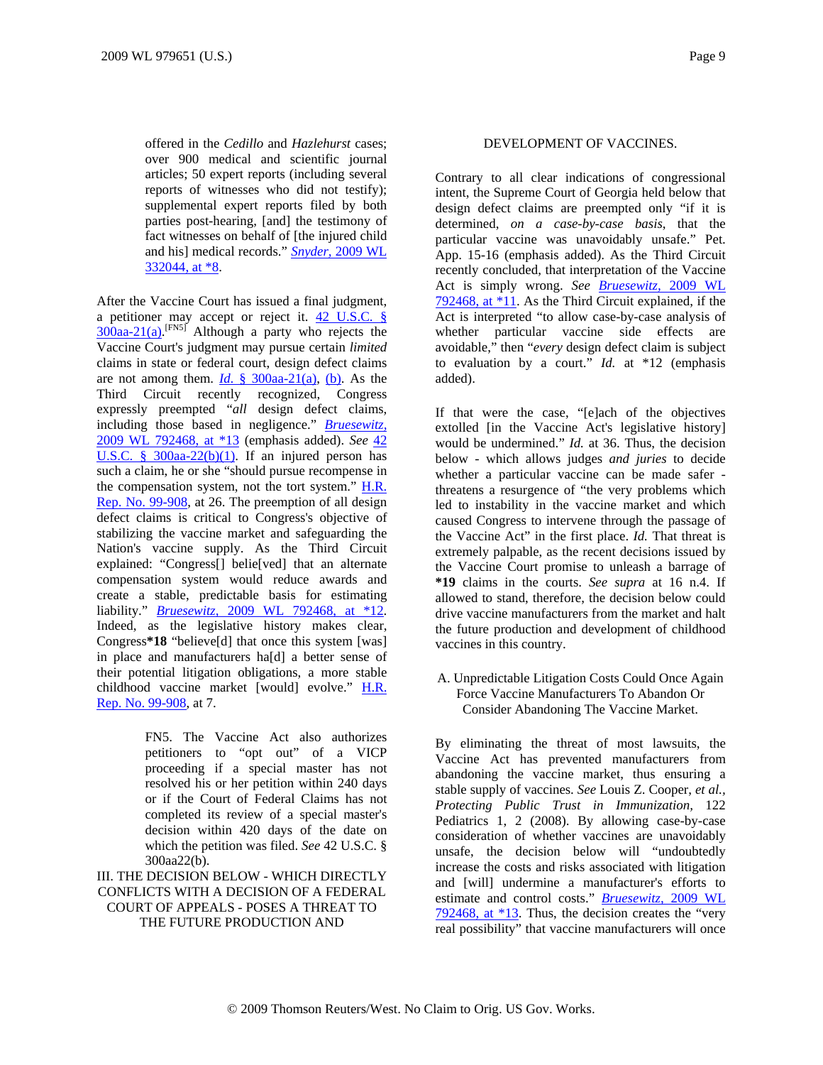offered in the *Cedillo* and *Hazlehurst* cases; over 900 medical and scientific journal articles; 50 expert reports (including several reports of witnesses who did not testify); supplemental expert reports filed by both parties post-hearing, [and] the testimony of fact witnesses on behalf of [the injured child and his] medical records." *Snyder*, 2009 WL 332044, at *8.

After the Vaccine Court has issued a final judgment, a petitioner may accept or reject it. 42 U.S.C. § 300aa-21(a).[FN5] Although a party who rejects the Vaccine Court's judgment may pursue certain *limited* claims in state or federal court, design defect claims are not among them. *Id.* § 300aa-21(a), (b). As the Third Circuit recently recognized, Congress expressly preempted "*all* design defect claims, including those based in negligence." *Bruesewitz*, 2009 WL 792468, at *13 (emphasis added). *See* 42 U.S.C. § 300aa-22(b)(1). If an injured person has such a claim, he or she "should pursue recompense in the compensation system, not the tort system." H.R. Rep. No. 99-908, at 26. The preemption of all design defect claims is critical to Congress's objective of stabilizing the vaccine market and safeguarding the Nation's vaccine supply. As the Third Circuit explained: "Congress[] belie[ved] that an alternate compensation system would reduce awards and create a stable, predictable basis for estimating liability." *Bruesewitz*, 2009 WL 792468, at *12. Indeed, as the legislative history makes clear, Congress**\*18** "believe[d] that once this system [was] in place and manufacturers ha[d] a better sense of their potential litigation obligations, a more stable childhood vaccine market [would] evolve." H.R. Rep. No. 99-908, at 7.

FN5. The Vaccine Act also authorizes petitioners to "opt out" of a VICP proceeding if a special master has not resolved his or her petition within 240 days or if the Court of Federal Claims has not completed its review of a special master's decision within 420 days of the date on which the petition was filed. *See* 42 U.S.C. § 300aa22(b).

## III. THE DECISION BELOW - WHICH DIRECTLY CONFLICTS WITH A DECISION OF A FEDERAL COURT OF APPEALS - POSES A THREAT TO THE FUTURE PRODUCTION AND DEVELOPMENT OF VACCINES.

Contrary to all clear indications of congressional intent, the Supreme Court of Georgia held below that design defect claims are preempted only "if it is determined, *on a case-by-case basis*, that the particular vaccine was unavoidably unsafe." Pet. App. 15-16 (emphasis added). As the Third Circuit recently concluded, that interpretation of the Vaccine Act is simply wrong. *See Bruesewitz*, 2009 WL 792468, at *11. As the Third Circuit explained, if the Act is interpreted "to allow case-by-case analysis of whether particular vaccine side effects are avoidable," then "*every* design defect claim is subject to evaluation by a court." *Id.* at *12 (emphasis added).

If that were the case, "[e]ach of the objectives extolled [in the Vaccine Act's legislative history] would be undermined." *Id.* at 36. Thus, the decision below - which allows judges *and juries* to decide whether a particular vaccine can be made safer - threatens a resurgence of "the very problems which led to instability in the vaccine market and which caused Congress to intervene through the passage of the Vaccine Act" in the first place. *Id.* That threat is extremely palpable, as the recent decisions issued by the Vaccine Court promise to unleash a barrage of **\*19** claims in the courts. *See supra* at 16 n.4. If allowed to stand, therefore, the decision below could drive vaccine manufacturers from the market and halt the future production and development of childhood vaccines in this country.

### A. Unpredictable Litigation Costs Could Once Again Force Vaccine Manufacturers To Abandon Or Consider Abandoning The Vaccine Market.

By eliminating the threat of most lawsuits, the Vaccine Act has prevented manufacturers from abandoning the vaccine market, thus ensuring a stable supply of vaccines. *See* Louis Z. Cooper, *et al.*, *Protecting Public Trust in Immunization*, 122 Pediatrics 1, 2 (2008). By allowing case-by-case consideration of whether vaccines are unavoidably unsafe, the decision below will "undoubtedly increase the costs and risks associated with litigation and [will] undermine a manufacturer's efforts to estimate and control costs." *Bruesewitz*, 2009 WL 792468, at *13. Thus, the decision creates the "very real possibility" that vaccine manufacturers will once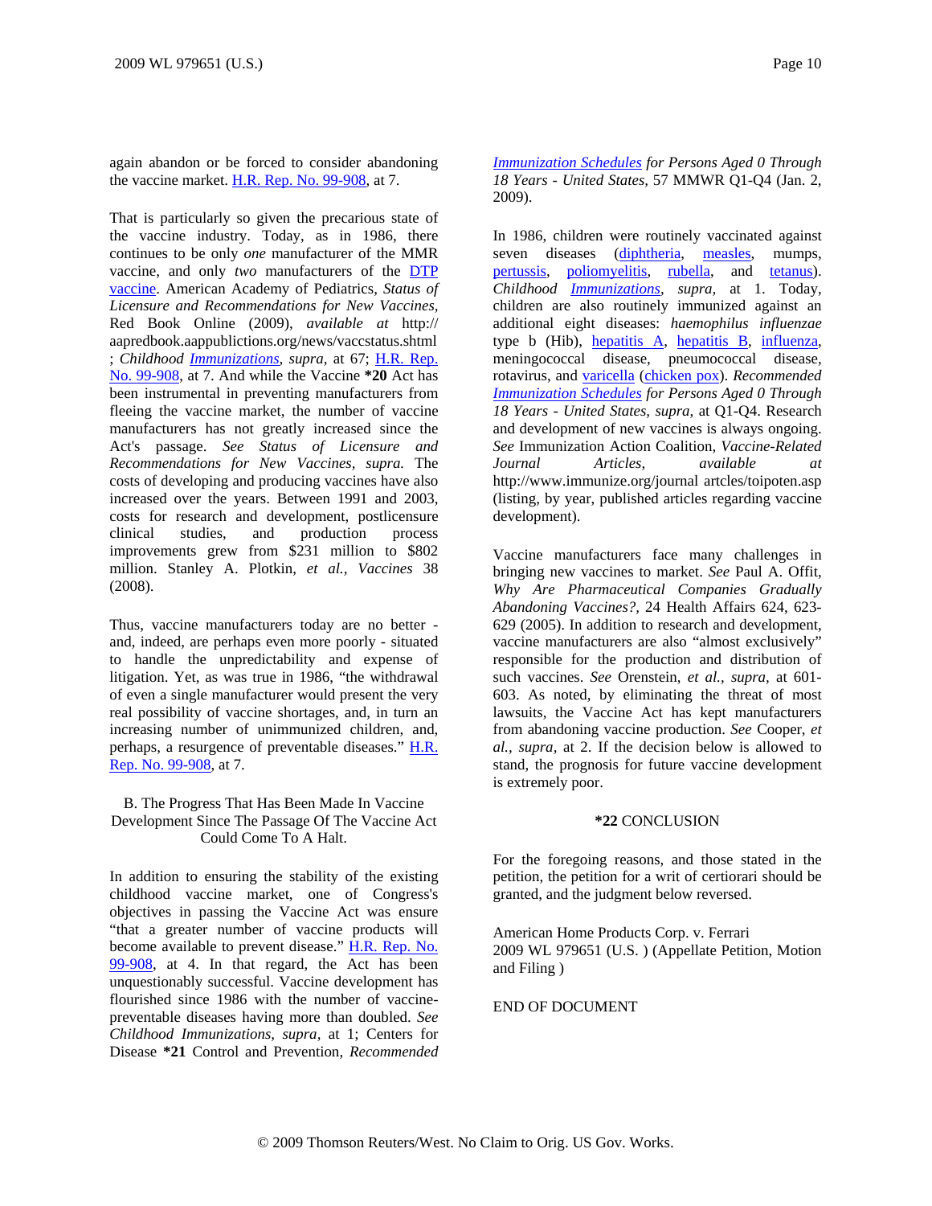again abandon or be forced to consider abandoning the vaccine market. H.R. Rep. No. 99-908, at 7.

That is particularly so given the precarious state of the vaccine industry. Today, as in 1986, there continues to be only *one* manufacturer of the MMR vaccine, and only *two* manufacturers of the DTP vaccine. American Academy of Pediatrics, *Status of Licensure and Recommendations for New Vaccines,* Red Book Online (2009), *available at* http:// aapredbook.aappublictions.org/news/vaccstatus.shtml ; *Childhood Immunizations, supra,* at 67; H.R. Rep. No. 99-908, at 7. And while the Vaccine **\*20** Act has been instrumental in preventing manufacturers from fleeing the vaccine market, the number of vaccine manufacturers has not greatly increased since the Act's passage. *See Status of Licensure and Recommendations for New Vaccines, supra.* The costs of developing and producing vaccines have also increased over the years. Between 1991 and 2003, costs for research and development, postlicensure clinical studies, and production process improvements grew from $231 million to $802 million. Stanley A. Plotkin, *et al., Vaccines* 38 (2008).

Thus, vaccine manufacturers today are no better - and, indeed, are perhaps even more poorly - situated to handle the unpredictability and expense of litigation. Yet, as was true in 1986, "the withdrawal of even a single manufacturer would present the very real possibility of vaccine shortages, and, in turn an increasing number of unimmunized children, and, perhaps, a resurgence of preventable diseases." H.R. Rep. No. 99-908, at 7.

B. The Progress That Has Been Made In Vaccine Development Since The Passage Of The Vaccine Act Could Come To A Halt.

In addition to ensuring the stability of the existing childhood vaccine market, one of Congress's objectives in passing the Vaccine Act was ensure "that a greater number of vaccine products will become available to prevent disease." H.R. Rep. No. 99-908, at 4. In that regard, the Act has been unquestionably successful. Vaccine development has flourished since 1986 with the number of vaccine-preventable diseases having more than doubled. *See Childhood Immunizations, supra,* at 1; Centers for Disease **\*21** Control and Prevention, *Recommended Immunization Schedules for Persons Aged 0 Through 18 Years - United States,* 57 MMWR Q1-Q4 (Jan. 2, 2009).

In 1986, children were routinely vaccinated against seven diseases (diphtheria, measles, mumps, pertussis, poliomyelitis, rubella, and tetanus). *Childhood Immunizations, supra,* at 1. Today, children are also routinely immunized against an additional eight diseases: *haemophilus influenzae* type b (Hib), hepatitis A, hepatitis B, influenza, meningococcal disease, pneumococcal disease, rotavirus, and varicella (chicken pox). *Recommended Immunization Schedules for Persons Aged 0 Through 18 Years - United States, supra,* at Q1-Q4. Research and development of new vaccines is always ongoing. *See* Immunization Action Coalition, *Vaccine-Related Journal Articles, available at* http://www.immunize.org/journal artcles/toipoten.asp (listing, by year, published articles regarding vaccine development).

Vaccine manufacturers face many challenges in bringing new vaccines to market. *See* Paul A. Offit, *Why Are Pharmaceutical Companies Gradually Abandoning Vaccines?,* 24 Health Affairs 624, 623-629 (2005). In addition to research and development, vaccine manufacturers are also "almost exclusively" responsible for the production and distribution of such vaccines. *See* Orenstein, *et al., supra,* at 601-603. As noted, by eliminating the threat of most lawsuits, the Vaccine Act has kept manufacturers from abandoning vaccine production. *See* Cooper, *et al., supra,* at 2. If the decision below is allowed to stand, the prognosis for future vaccine development is extremely poor.

**\*22** CONCLUSION

For the foregoing reasons, and those stated in the petition, the petition for a writ of certiorari should be granted, and the judgment below reversed.

American Home Products Corp. v. Ferrari
2009 WL 979651 (U.S. ) (Appellate Petition, Motion and Filing )

END OF DOCUMENT